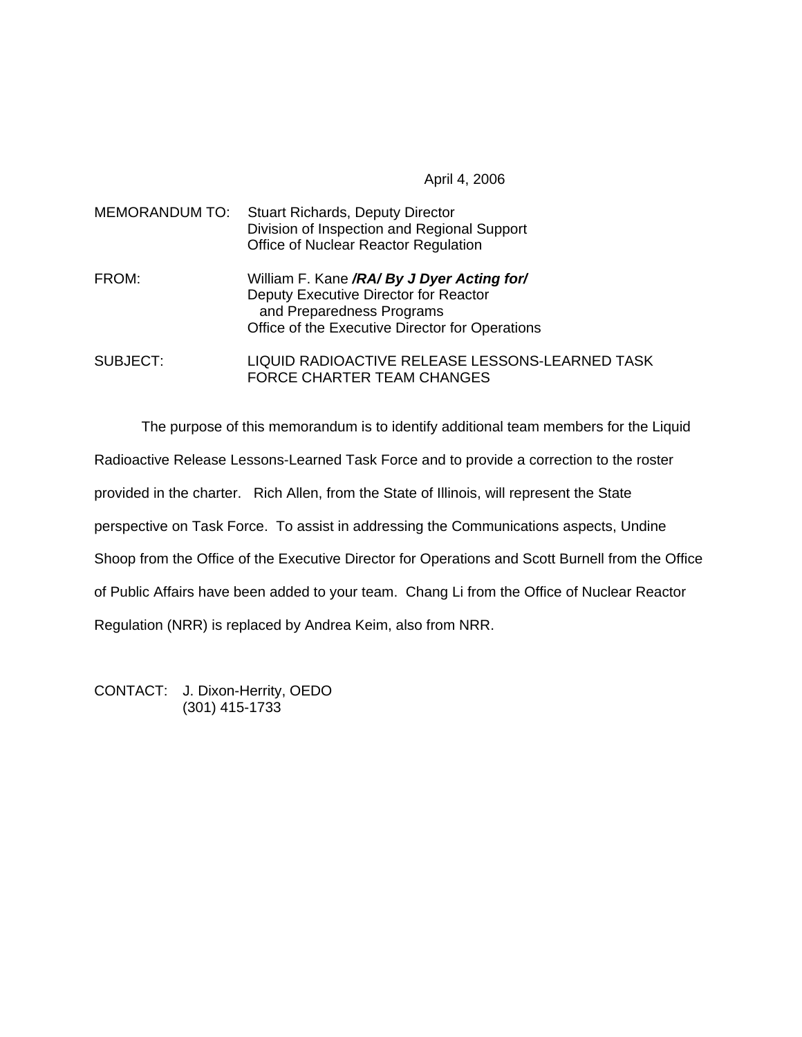April 4, 2006

MEMORANDUM TO: Stuart Richards, Deputy Director
Division of Inspection and Regional Support
Office of Nuclear Reactor Regulation

FROM: William F. Kane ***/RA/ By J Dyer Acting for/***
Deputy Executive Director for Reactor
and Preparedness Programs
Office of the Executive Director for Operations

SUBJECT: LIQUID RADIOACTIVE RELEASE LESSONS-LEARNED TASK FORCE CHARTER TEAM CHANGES

The purpose of this memorandum is to identify additional team members for the Liquid Radioactive Release Lessons-Learned Task Force and to provide a correction to the roster provided in the charter. Rich Allen, from the State of Illinois, will represent the State perspective on Task Force. To assist in addressing the Communications aspects, Undine Shoop from the Office of the Executive Director for Operations and Scott Burnell from the Office of Public Affairs have been added to your team. Chang Li from the Office of Nuclear Reactor Regulation (NRR) is replaced by Andrea Keim, also from NRR.

CONTACT: J. Dixon-Herrity, OEDO
(301) 415-1733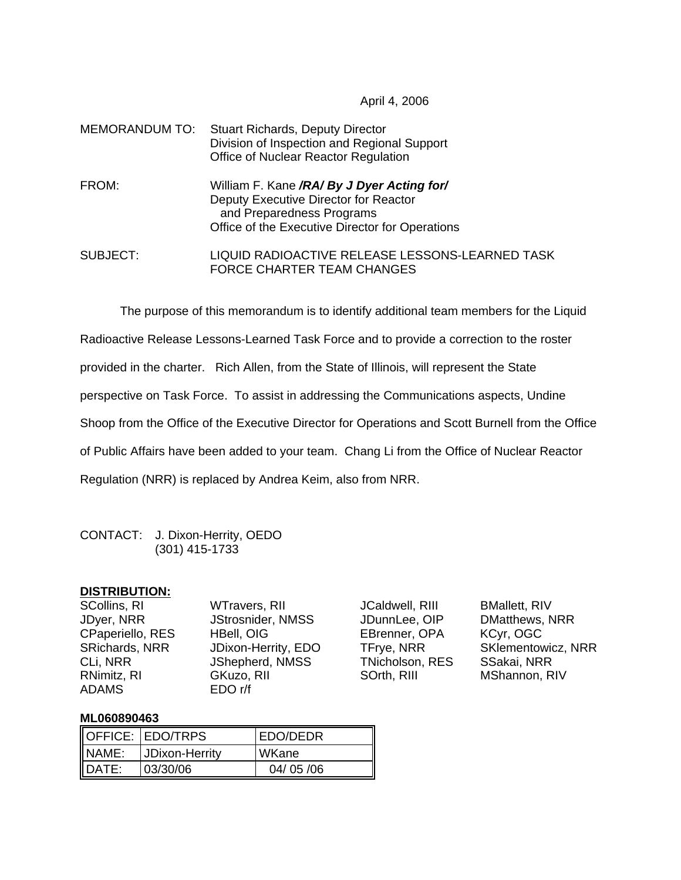April 4, 2006

MEMORANDUM TO: Stuart Richards, Deputy Director
Division of Inspection and Regional Support
Office of Nuclear Reactor Regulation

FROM: William F. Kane ***/RA/ By J Dyer Acting for/***
Deputy Executive Director for Reactor
and Preparedness Programs
Office of the Executive Director for Operations

SUBJECT: LIQUID RADIOACTIVE RELEASE LESSONS-LEARNED TASK FORCE CHARTER TEAM CHANGES

The purpose of this memorandum is to identify additional team members for the Liquid Radioactive Release Lessons-Learned Task Force and to provide a correction to the roster provided in the charter. Rich Allen, from the State of Illinois, will represent the State perspective on Task Force. To assist in addressing the Communications aspects, Undine Shoop from the Office of the Executive Director for Operations and Scott Burnell from the Office of Public Affairs have been added to your team. Chang Li from the Office of Nuclear Reactor Regulation (NRR) is replaced by Andrea Keim, also from NRR.

CONTACT: J. Dixon-Herrity, OEDO
(301) 415-1733

**DISTRIBUTION:**

| | | | |
|---|---|---|---|
| SCollins, RI | WTravers, RII | JCaldwell, RIII | BMallett, RIV |
| JDyer, NRR | JStrosnider, NMSS | JDunnLee, OIP | DMatthews, NRR |
| CPaperiello, RES | HBell, OIG | EBrenner, OPA | KCyr, OGC |
| SRichards, NRR | JDixon-Herrity, EDO | TFrye, NRR | SKlementowicz, NRR |
| CLi, NRR | JShepherd, NMSS | TNicholson, RES | SSakai, NRR |
| RNimitz, RI | GKuzo, RII | SOrth, RIII | MShannon, RIV |
| ADAMS | EDO r/f | | |

**ML060890463**

| | | |
|---|---|---|
| OFFICE: | EDO/TRPS | EDO/DEDR |
| NAME: | JDixon-Herrity | WKane |
| DATE: | 03/30/06 | 04/ 05 /06 |